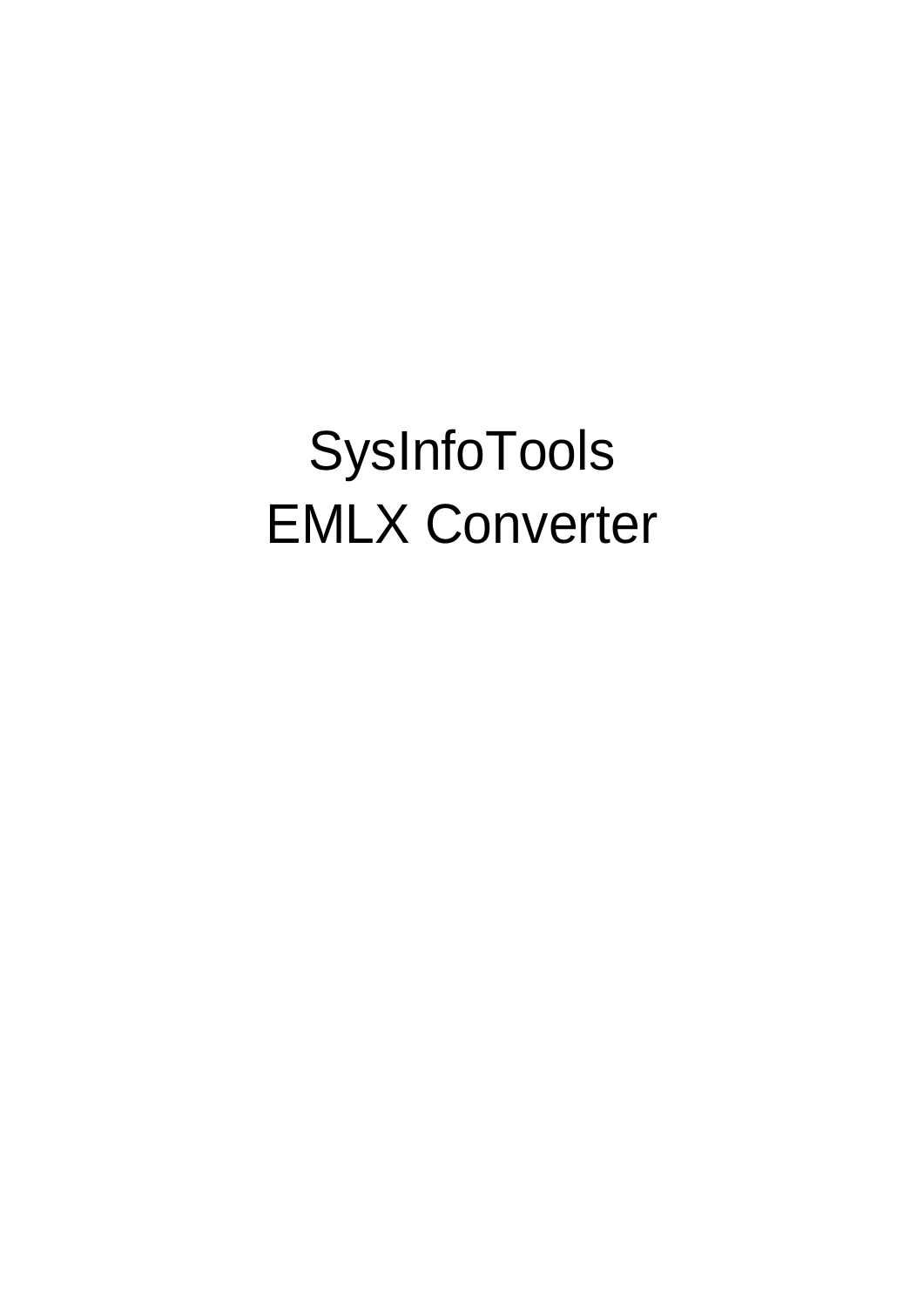# SysInfoTools
# EMLX Converter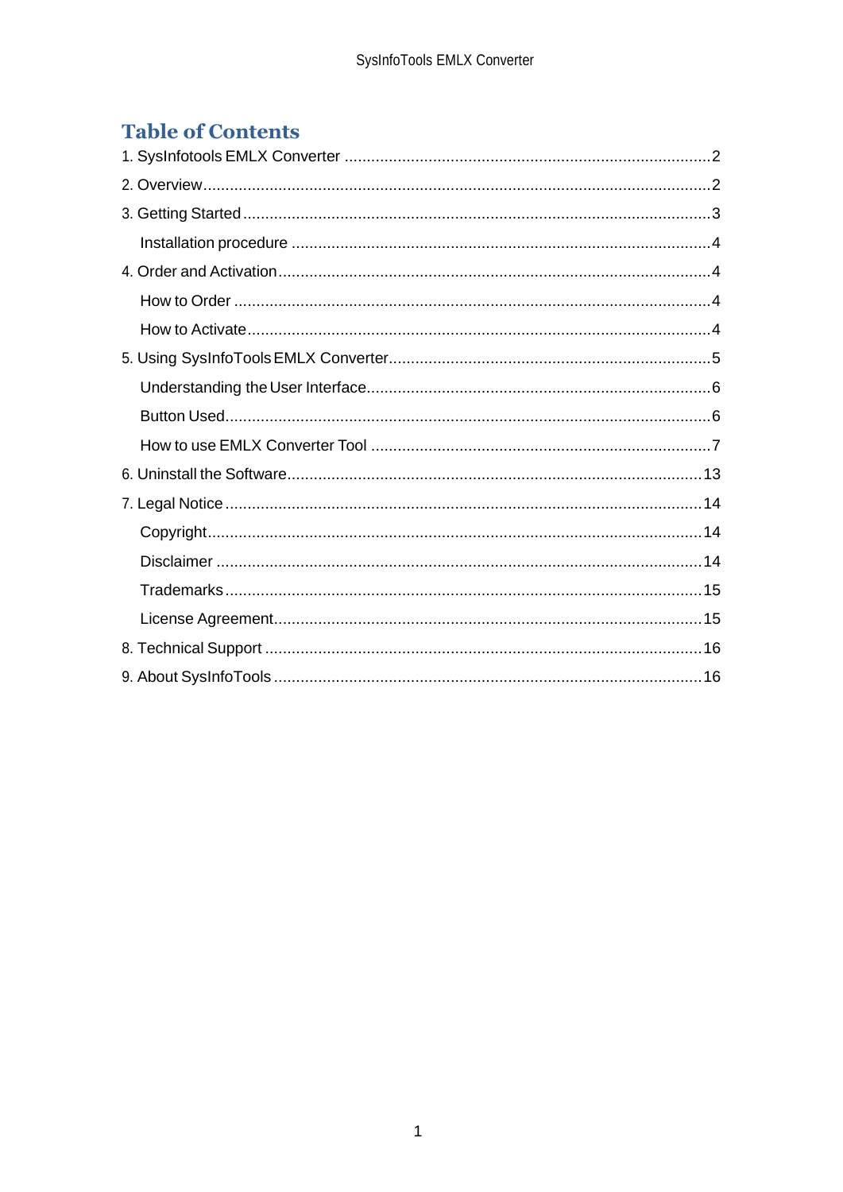# Table of Contents

1. SysInfotools EMLX Converter ....................................................................................2
2. Overview....................................................................................................................2
3. Getting Started ..........................................................................................................3
   - Installation procedure ..............................................................................................4
4. Order and Activation..................................................................................................4
   - How to Order ............................................................................................................4
   - How to Activate.........................................................................................................4
5. Using SysInfoTools EMLX Converter.........................................................................5
   - Understanding the User Interface.............................................................................6
   - Button Used..............................................................................................................6
   - How to use EMLX Converter Tool .............................................................................7
6. Uninstall the Software..............................................................................................13
7. Legal Notice ............................................................................................................14
   - Copyright................................................................................................................14
   - Disclaimer ..............................................................................................................14
   - Trademarks ............................................................................................................15
   - License Agreement.................................................................................................15
8. Technical Support ....................................................................................................16
9. About SysInfoTools .................................................................................................16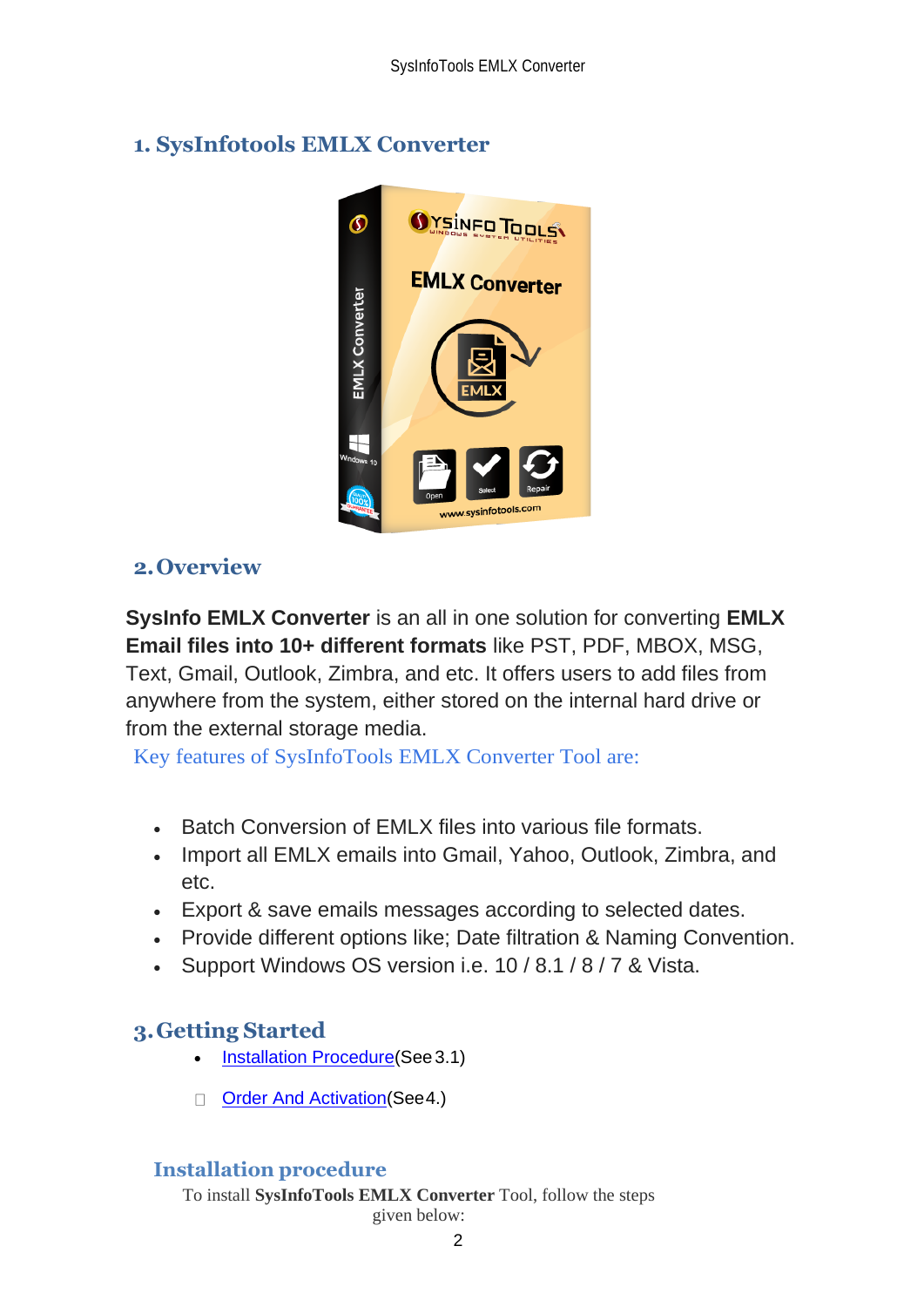## 1. SysInfotools EMLX Converter

## 2. Overview

**SysInfo EMLX Converter** is an all in one solution for converting **EMLX Email files into 10+ different formats** like PST, PDF, MBOX, MSG, Text, Gmail, Outlook, Zimbra, and etc. It offers users to add files from anywhere from the system, either stored on the internal hard drive or from the external storage media.

Key features of SysInfoTools EMLX Converter Tool are:

- Batch Conversion of EMLX files into various file formats.
- Import all EMLX emails into Gmail, Yahoo, Outlook, Zimbra, and etc.
- Export & save emails messages according to selected dates.
- Provide different options like; Date filtration & Naming Convention.
- Support Windows OS version i.e. 10 / 8.1 / 8 / 7 & Vista.

## 3. Getting Started

- Installation Procedure(See 3.1)
- Order And Activation(See 4.)

### Installation procedure

To install **SysInfoTools EMLX Converter** Tool, follow the steps given below: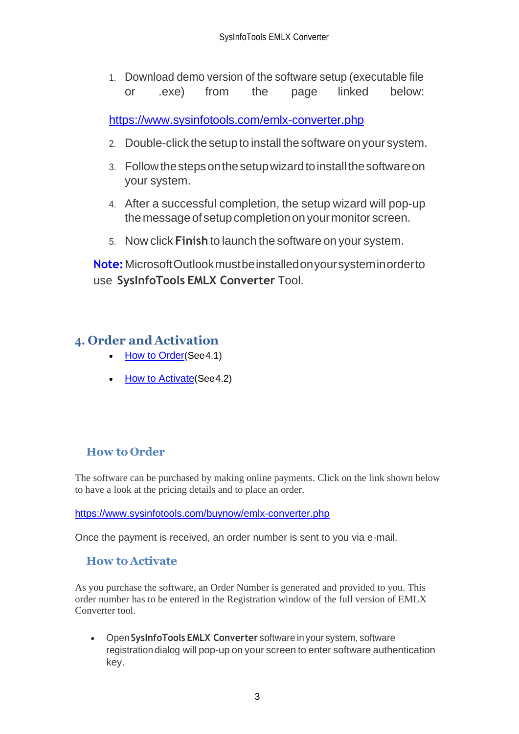1. Download demo version of the software setup (executable file or .exe) from the page linked below:

   https://www.sysinfotools.com/emlx-converter.php

2. Double-click the setup to install the software on your system.
3. Follow the steps on the setup wizard to install the software on your system.
4. After a successful completion, the setup wizard will pop-up the message of setup completion on your monitor screen.
5. Now click **Finish** to launch the software on your system.

**Note:** Microsoft Outlook must be installed on your system in order to use **SysInfoTools EMLX Converter** Tool.

## 4. Order and Activation

- How to Order(See 4.1)
- How to Activate(See 4.2)

### How to Order

The software can be purchased by making online payments. Click on the link shown below to have a look at the pricing details and to place an order.

https://www.sysinfotools.com/buynow/emlx-converter.php

Once the payment is received, an order number is sent to you via e-mail.

### How to Activate

As you purchase the software, an Order Number is generated and provided to you. This order number has to be entered in the Registration window of the full version of EMLX Converter tool.

- Open **SysInfoTools EMLX Converter** software in your system, software registration dialog will pop-up on your screen to enter software authentication key.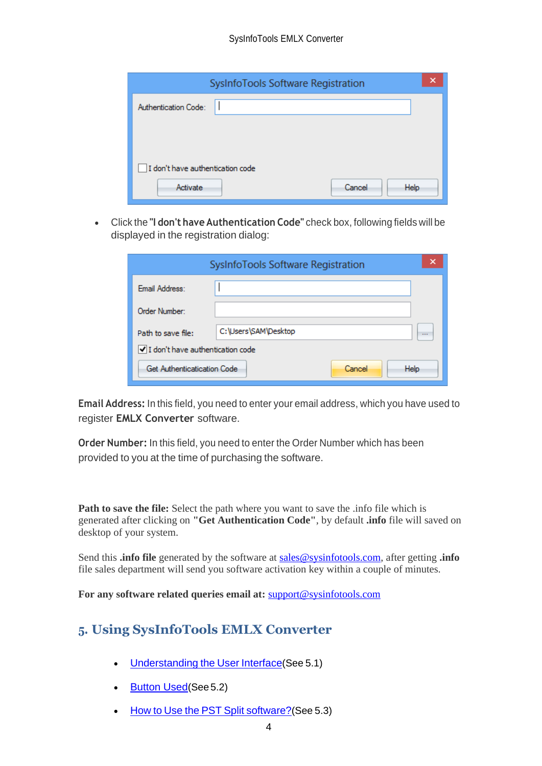- Click the **"I don't have Authentication Code"** check box, following fields will be displayed in the registration dialog:

**Email Address:** In this field, you need to enter your email address, which you have used to register **EMLX Converter** software.

**Order Number:** In this field, you need to enter the Order Number which has been provided to you at the time of purchasing the software.

**Path to save the file:** Select the path where you want to save the .info file which is generated after clicking on **"Get Authentication Code"**, by default **.info** file will saved on desktop of your system.

Send this **.info file** generated by the software at sales@sysinfotools.com, after getting **.info** file sales department will send you software activation key within a couple of minutes.

**For any software related queries email at:** support@sysinfotools.com

## 5. Using SysInfoTools EMLX Converter

- Understanding the User Interface(See 5.1)
- Button Used(See 5.2)
- How to Use the PST Split software?(See 5.3)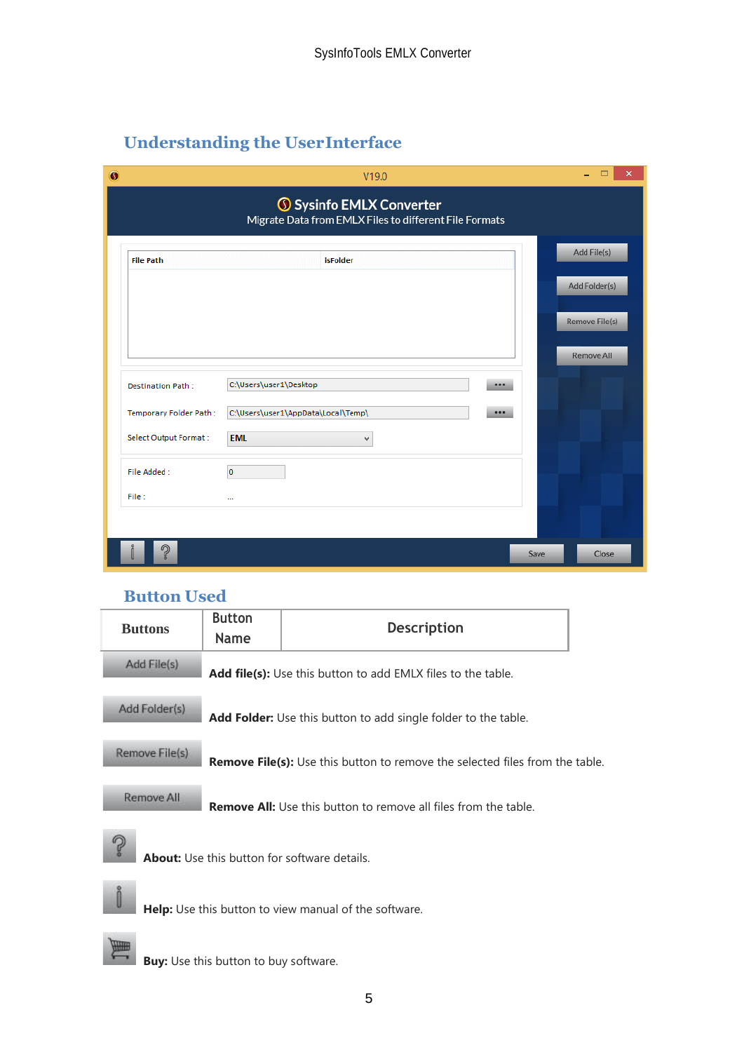## Understanding the UserInterface

## Button Used

| Buttons | Button Name | Description |
|---|---|---|
| Add File(s) | | **Add file(s):** Use this button to add EMLX files to the table. |
| Add Folder(s) | | **Add Folder:** Use this button to add single folder to the table. |
| Remove File(s) | | **Remove File(s):** Use this button to remove the selected files from the table. |
| Remove All | | **Remove All:** Use this button to remove all files from the table. |
| | | **About:** Use this button for software details. |
| | | **Help:** Use this button to view manual of the software. |
| | | **Buy:** Use this button to buy software. |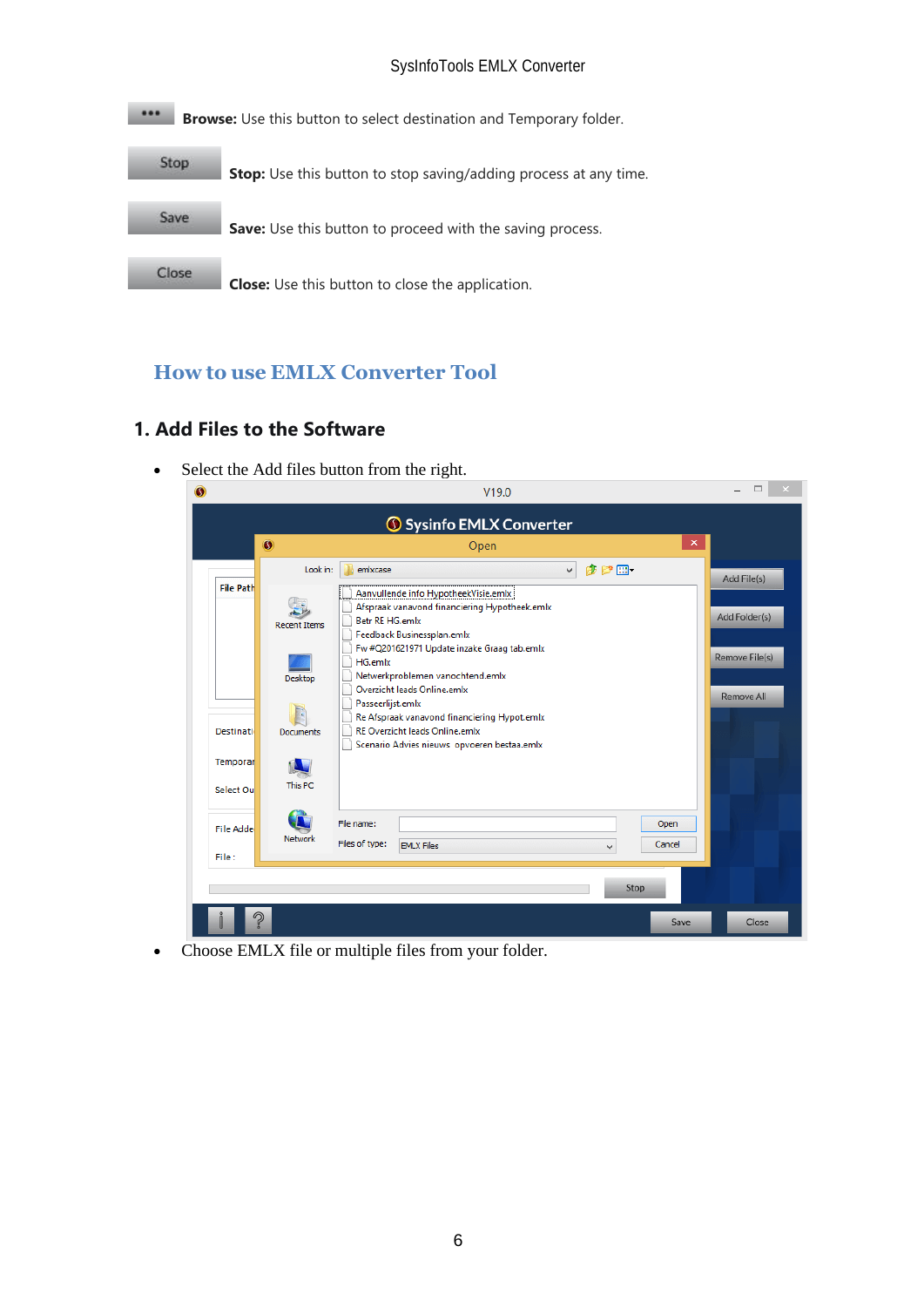**Browse:** Use this button to select destination and Temporary folder.

**Stop:** Use this button to stop saving/adding process at any time.

**Save:** Use this button to proceed with the saving process.

**Close:** Use this button to close the application.

## How to use EMLX Converter Tool

### 1. Add Files to the Software

- Select the Add files button from the right.
- Choose EMLX file or multiple files from your folder.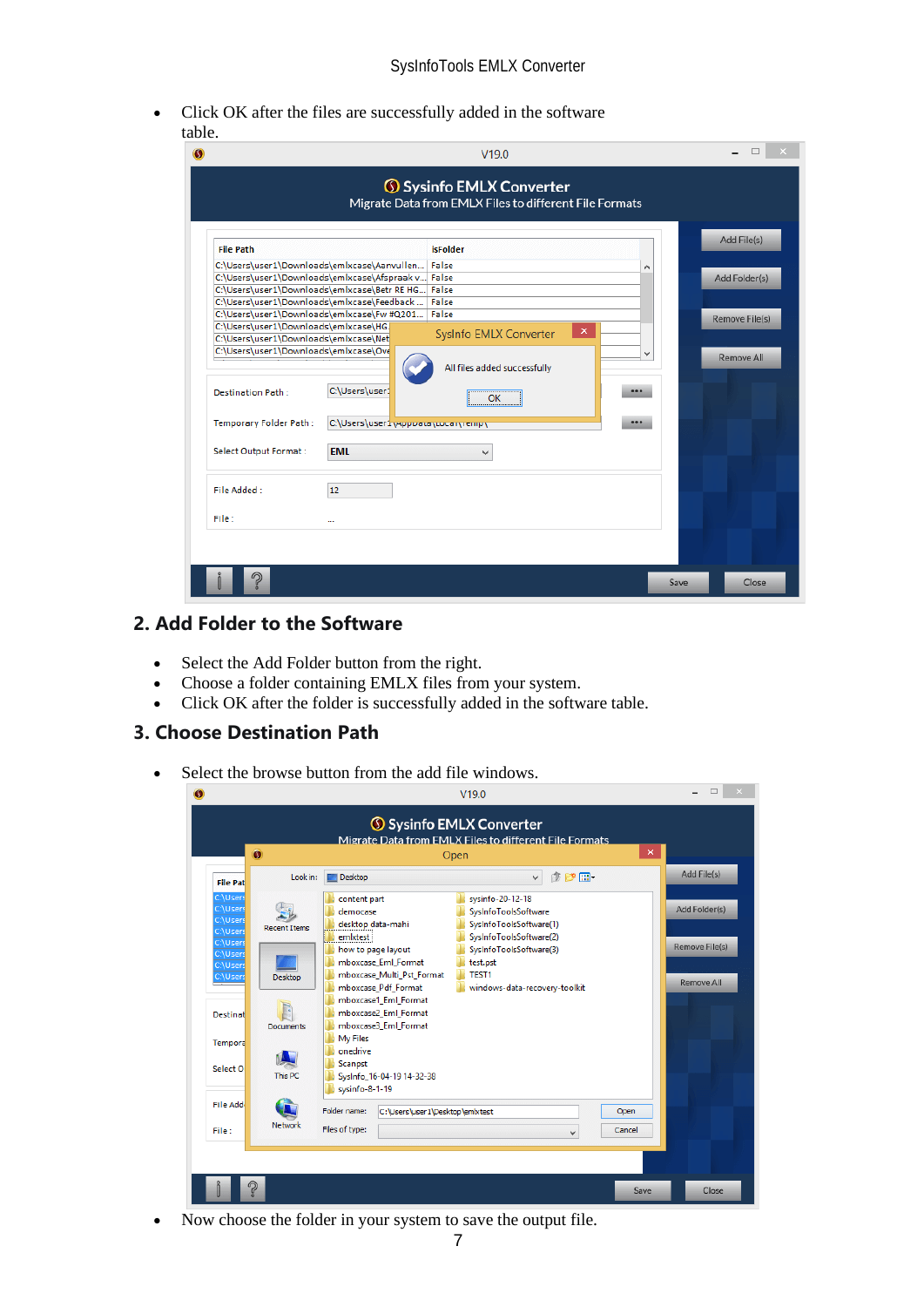- Click OK after the files are successfully added in the software table.

## 2. Add Folder to the Software

- Select the Add Folder button from the right.
- Choose a folder containing EMLX files from your system.
- Click OK after the folder is successfully added in the software table.

## 3. Choose Destination Path

- Select the browse button from the add file windows.

- Now choose the folder in your system to save the output file.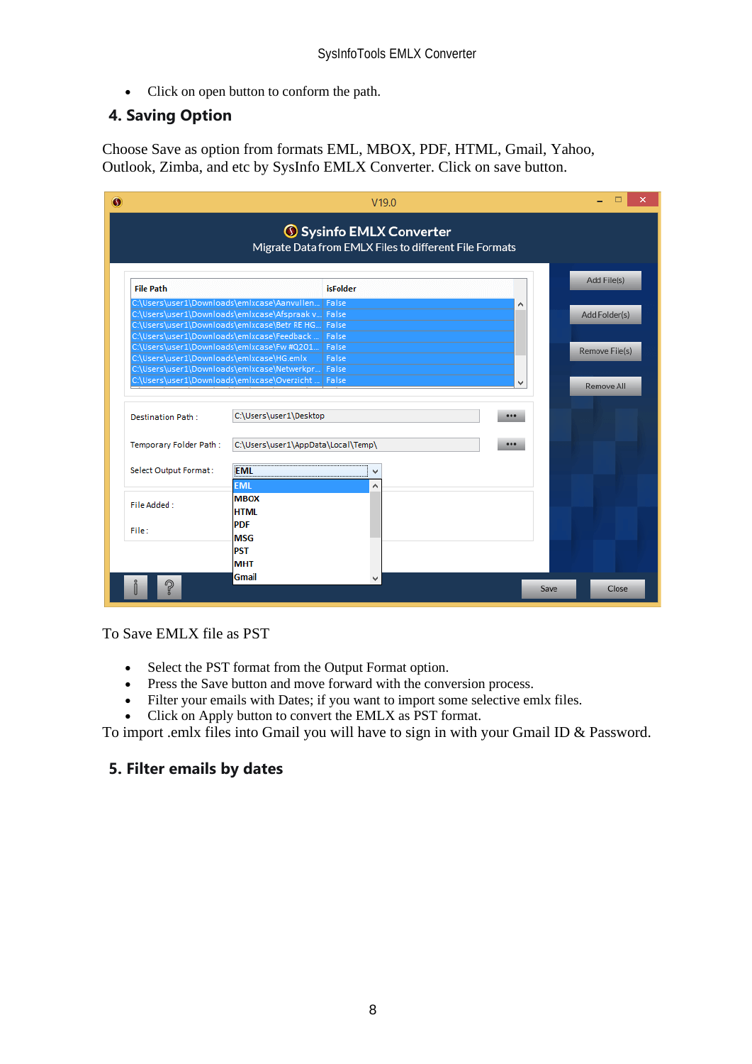- Click on open button to conform the path.

## 4. Saving Option

Choose Save as option from formats EML, MBOX, PDF, HTML, Gmail, Yahoo, Outlook, Zimba, and etc by SysInfo EMLX Converter. Click on save button.

To Save EMLX file as PST

- Select the PST format from the Output Format option.
- Press the Save button and move forward with the conversion process.
- Filter your emails with Dates; if you want to import some selective emlx files.
- Click on Apply button to convert the EMLX as PST format.

To import .emlx files into Gmail you will have to sign in with your Gmail ID & Password.

## 5. Filter emails by dates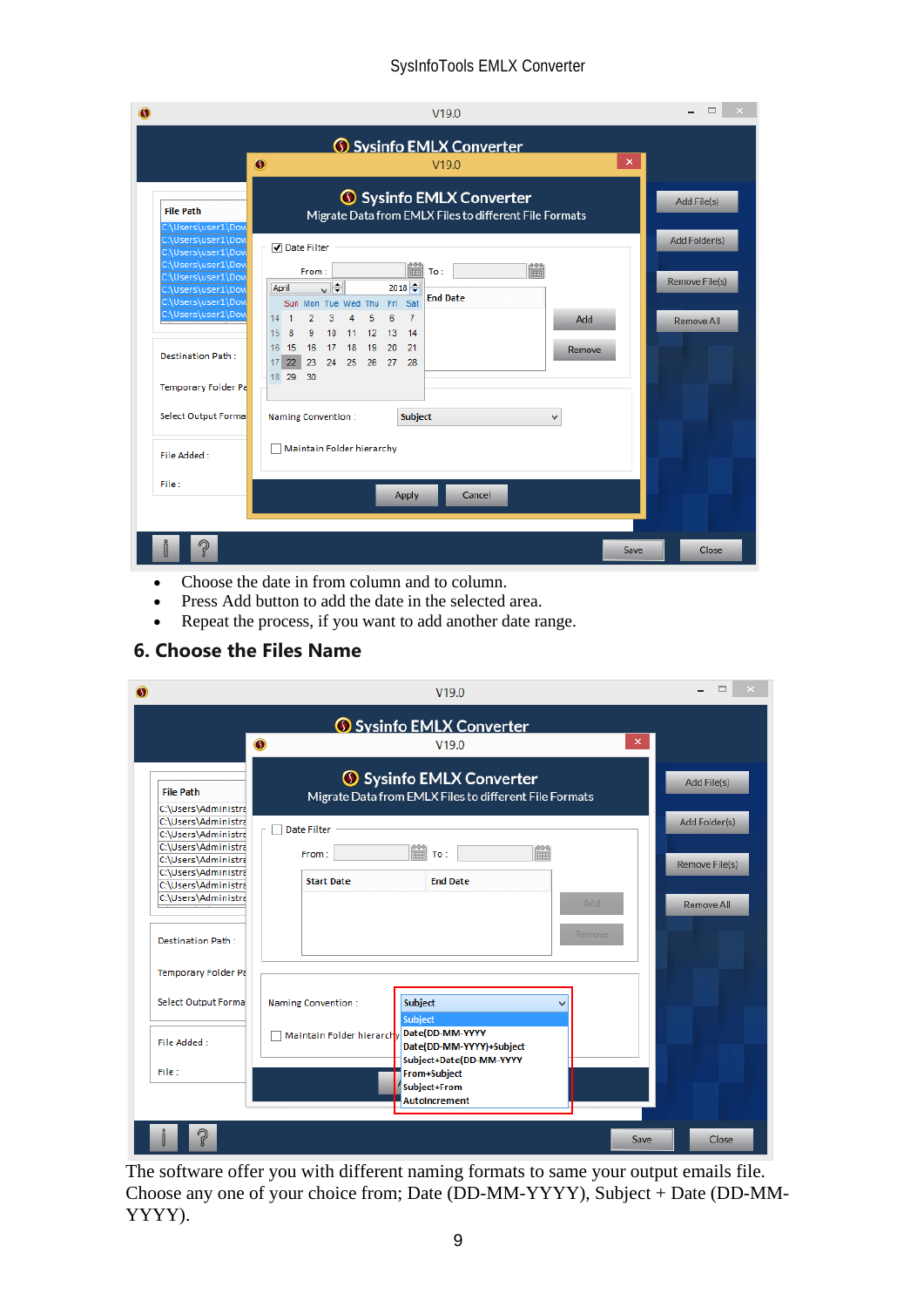- Choose the date in from column and to column.
- Press Add button to add the date in the selected area.
- Repeat the process, if you want to add another date range.

## 6. Choose the Files Name

The software offer you with different naming formats to same your output emails file. Choose any one of your choice from; Date (DD-MM-YYYY), Subject + Date (DD-MM-YYYY).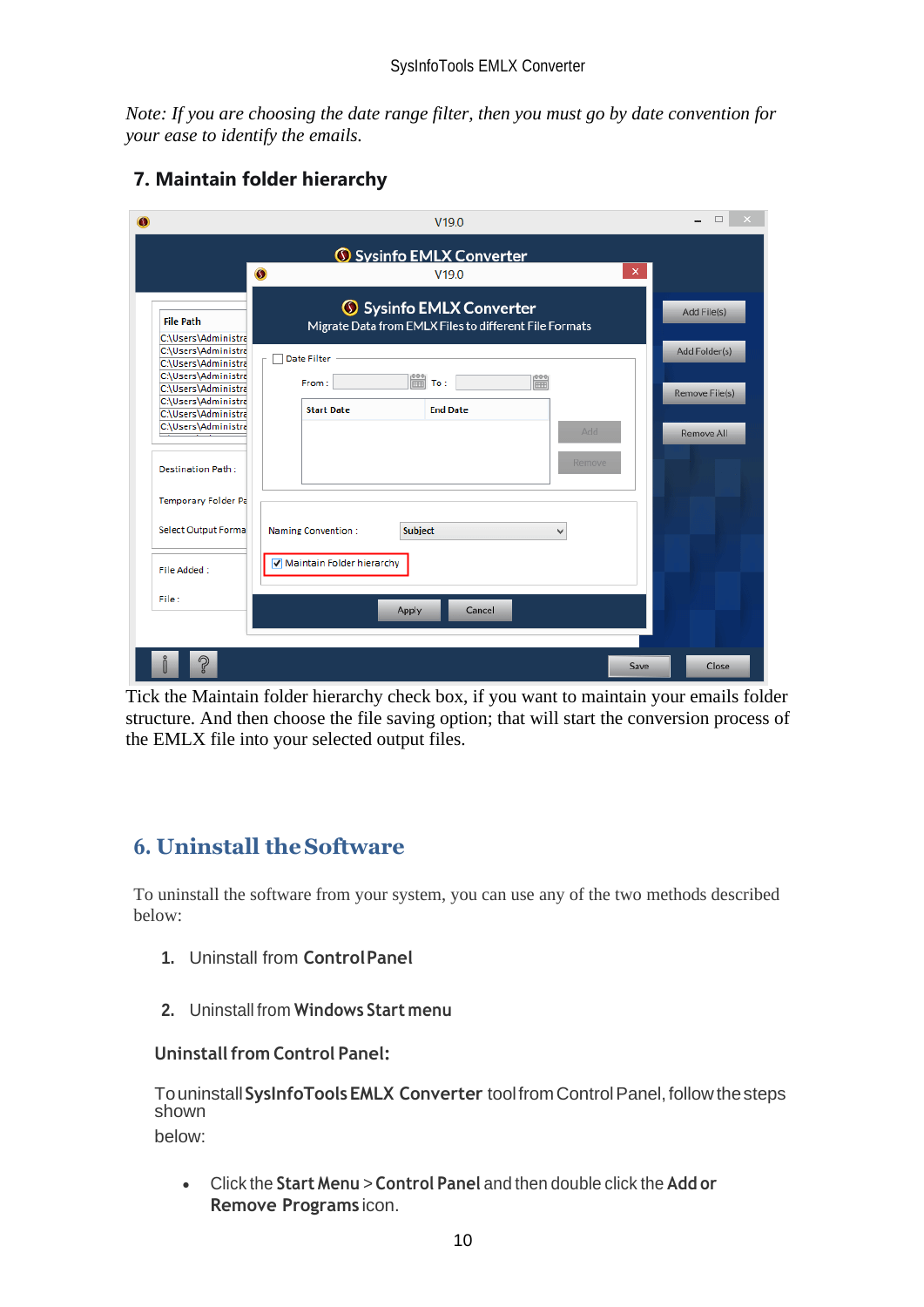*Note: If you are choosing the date range filter, then you must go by date convention for your ease to identify the emails.*

### 7. Maintain folder hierarchy

Tick the Maintain folder hierarchy check box, if you want to maintain your emails folder structure. And then choose the file saving option; that will start the conversion process of the EMLX file into your selected output files.

## 6. Uninstall the Software

To uninstall the software from your system, you can use any of the two methods described below:

1. Uninstall from **Control Panel**
2. Uninstall from **Windows Start menu**

**Uninstall from Control Panel:**

To uninstall **SysInfoTools EMLX Converter** tool from Control Panel, follow the steps shown below:

- Click the **Start Menu** > **Control Panel** and then double click the **Add or Remove Programs** icon.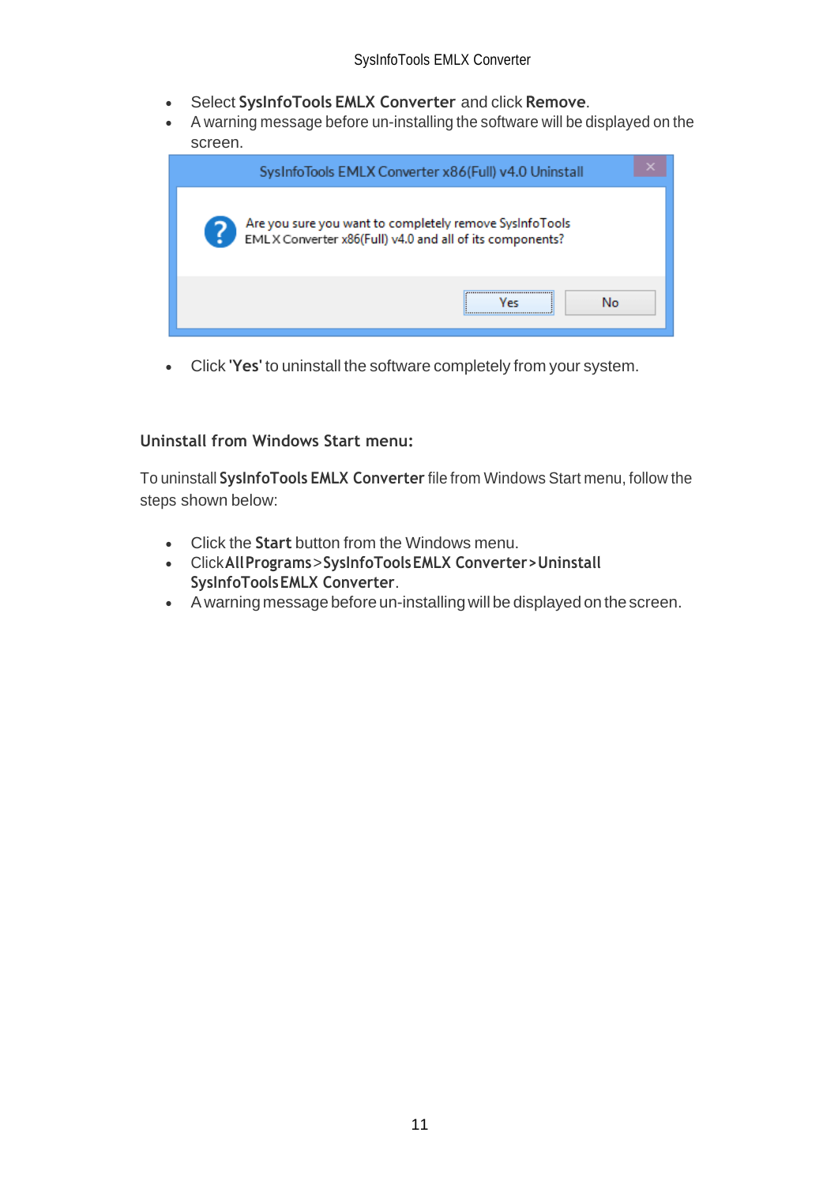- Select **SysInfoTools EMLX Converter** and click **Remove**.
- A warning message before un-installing the software will be displayed on the screen.

- Click **'Yes'** to uninstall the software completely from your system.

### Uninstall from Windows Start menu:

To uninstall **SysInfoTools EMLX Converter** file from Windows Start menu, follow the steps shown below:

- Click the **Start** button from the Windows menu.
- Click **All Programs** > **SysInfoTools EMLX Converter** > **Uninstall SysInfoTools EMLX Converter**.
- A warning message before un-installing will be displayed on the screen.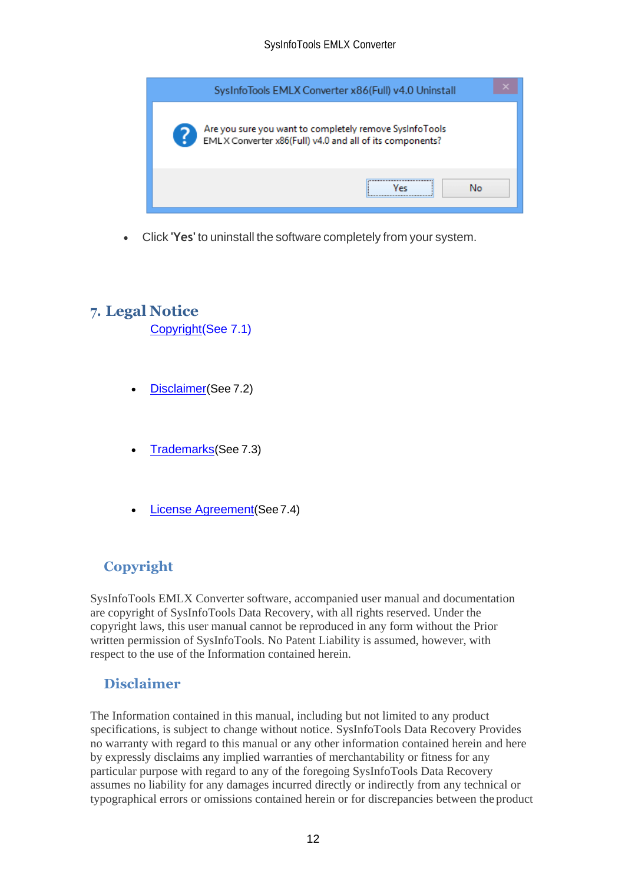- Click '**Yes**' to uninstall the software completely from your system.

## 7. Legal Notice

Copyright(See 7.1)

- Disclaimer(See 7.2)
- Trademarks(See 7.3)
- License Agreement(See 7.4)

### Copyright

SysInfoTools EMLX Converter software, accompanied user manual and documentation are copyright of SysInfoTools Data Recovery, with all rights reserved. Under the copyright laws, this user manual cannot be reproduced in any form without the Prior written permission of SysInfoTools. No Patent Liability is assumed, however, with respect to the use of the Information contained herein.

### Disclaimer

The Information contained in this manual, including but not limited to any product specifications, is subject to change without notice. SysInfoTools Data Recovery Provides no warranty with regard to this manual or any other information contained herein and here by expressly disclaims any implied warranties of merchantability or fitness for any particular purpose with regard to any of the foregoing SysInfoTools Data Recovery assumes no liability for any damages incurred directly or indirectly from any technical or typographical errors or omissions contained herein or for discrepancies between the product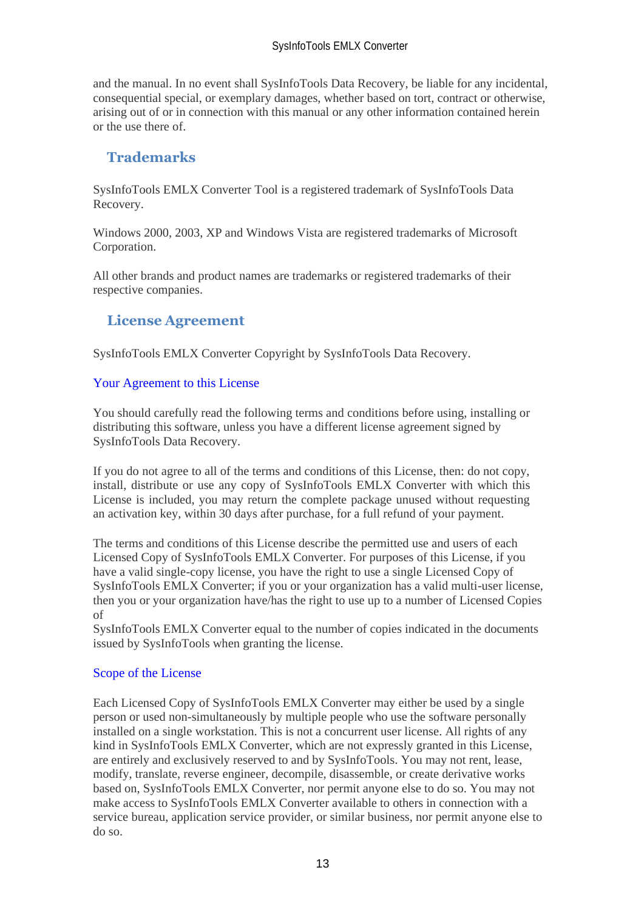and the manual. In no event shall SysInfoTools Data Recovery, be liable for any incidental, consequential special, or exemplary damages, whether based on tort, contract or otherwise, arising out of or in connection with this manual or any other information contained herein or the use there of.

## Trademarks

SysInfoTools EMLX Converter Tool is a registered trademark of SysInfoTools Data Recovery.

Windows 2000, 2003, XP and Windows Vista are registered trademarks of Microsoft Corporation.

All other brands and product names are trademarks or registered trademarks of their respective companies.

## License Agreement

SysInfoTools EMLX Converter Copyright by SysInfoTools Data Recovery.

### Your Agreement to this License

You should carefully read the following terms and conditions before using, installing or distributing this software, unless you have a different license agreement signed by SysInfoTools Data Recovery.

If you do not agree to all of the terms and conditions of this License, then: do not copy, install, distribute or use any copy of SysInfoTools EMLX Converter with which this License is included, you may return the complete package unused without requesting an activation key, within 30 days after purchase, for a full refund of your payment.

The terms and conditions of this License describe the permitted use and users of each Licensed Copy of SysInfoTools EMLX Converter. For purposes of this License, if you have a valid single-copy license, you have the right to use a single Licensed Copy of SysInfoTools EMLX Converter; if you or your organization has a valid multi-user license, then you or your organization have/has the right to use up to a number of Licensed Copies of
SysInfoTools EMLX Converter equal to the number of copies indicated in the documents issued by SysInfoTools when granting the license.

### Scope of the License

Each Licensed Copy of SysInfoTools EMLX Converter may either be used by a single person or used non-simultaneously by multiple people who use the software personally installed on a single workstation. This is not a concurrent user license. All rights of any kind in SysInfoTools EMLX Converter, which are not expressly granted in this License, are entirely and exclusively reserved to and by SysInfoTools. You may not rent, lease, modify, translate, reverse engineer, decompile, disassemble, or create derivative works based on, SysInfoTools EMLX Converter, nor permit anyone else to do so. You may not make access to SysInfoTools EMLX Converter available to others in connection with a service bureau, application service provider, or similar business, nor permit anyone else to do so.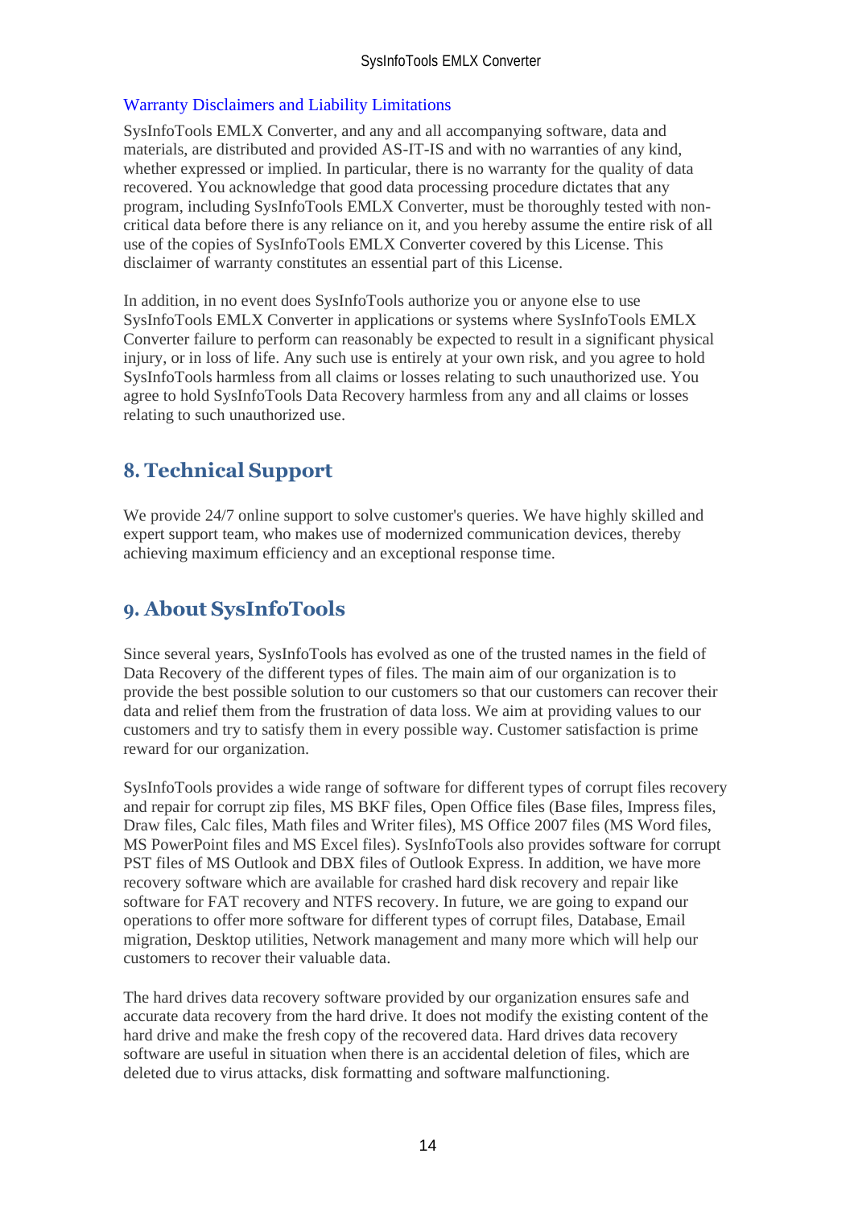### Warranty Disclaimers and Liability Limitations

SysInfoTools EMLX Converter, and any and all accompanying software, data and materials, are distributed and provided AS-IT-IS and with no warranties of any kind, whether expressed or implied. In particular, there is no warranty for the quality of data recovered. You acknowledge that good data processing procedure dictates that any program, including SysInfoTools EMLX Converter, must be thoroughly tested with non-critical data before there is any reliance on it, and you hereby assume the entire risk of all use of the copies of SysInfoTools EMLX Converter covered by this License. This disclaimer of warranty constitutes an essential part of this License.

In addition, in no event does SysInfoTools authorize you or anyone else to use SysInfoTools EMLX Converter in applications or systems where SysInfoTools EMLX Converter failure to perform can reasonably be expected to result in a significant physical injury, or in loss of life. Any such use is entirely at your own risk, and you agree to hold SysInfoTools harmless from all claims or losses relating to such unauthorized use. You agree to hold SysInfoTools Data Recovery harmless from any and all claims or losses relating to such unauthorized use.

## 8. Technical Support

We provide 24/7 online support to solve customer's queries. We have highly skilled and expert support team, who makes use of modernized communication devices, thereby achieving maximum efficiency and an exceptional response time.

## 9. About SysInfoTools

Since several years, SysInfoTools has evolved as one of the trusted names in the field of Data Recovery of the different types of files. The main aim of our organization is to provide the best possible solution to our customers so that our customers can recover their data and relief them from the frustration of data loss. We aim at providing values to our customers and try to satisfy them in every possible way. Customer satisfaction is prime reward for our organization.

SysInfoTools provides a wide range of software for different types of corrupt files recovery and repair for corrupt zip files, MS BKF files, Open Office files (Base files, Impress files, Draw files, Calc files, Math files and Writer files), MS Office 2007 files (MS Word files, MS PowerPoint files and MS Excel files). SysInfoTools also provides software for corrupt PST files of MS Outlook and DBX files of Outlook Express. In addition, we have more recovery software which are available for crashed hard disk recovery and repair like software for FAT recovery and NTFS recovery. In future, we are going to expand our operations to offer more software for different types of corrupt files, Database, Email migration, Desktop utilities, Network management and many more which will help our customers to recover their valuable data.

The hard drives data recovery software provided by our organization ensures safe and accurate data recovery from the hard drive. It does not modify the existing content of the hard drive and make the fresh copy of the recovered data. Hard drives data recovery software are useful in situation when there is an accidental deletion of files, which are deleted due to virus attacks, disk formatting and software malfunctioning.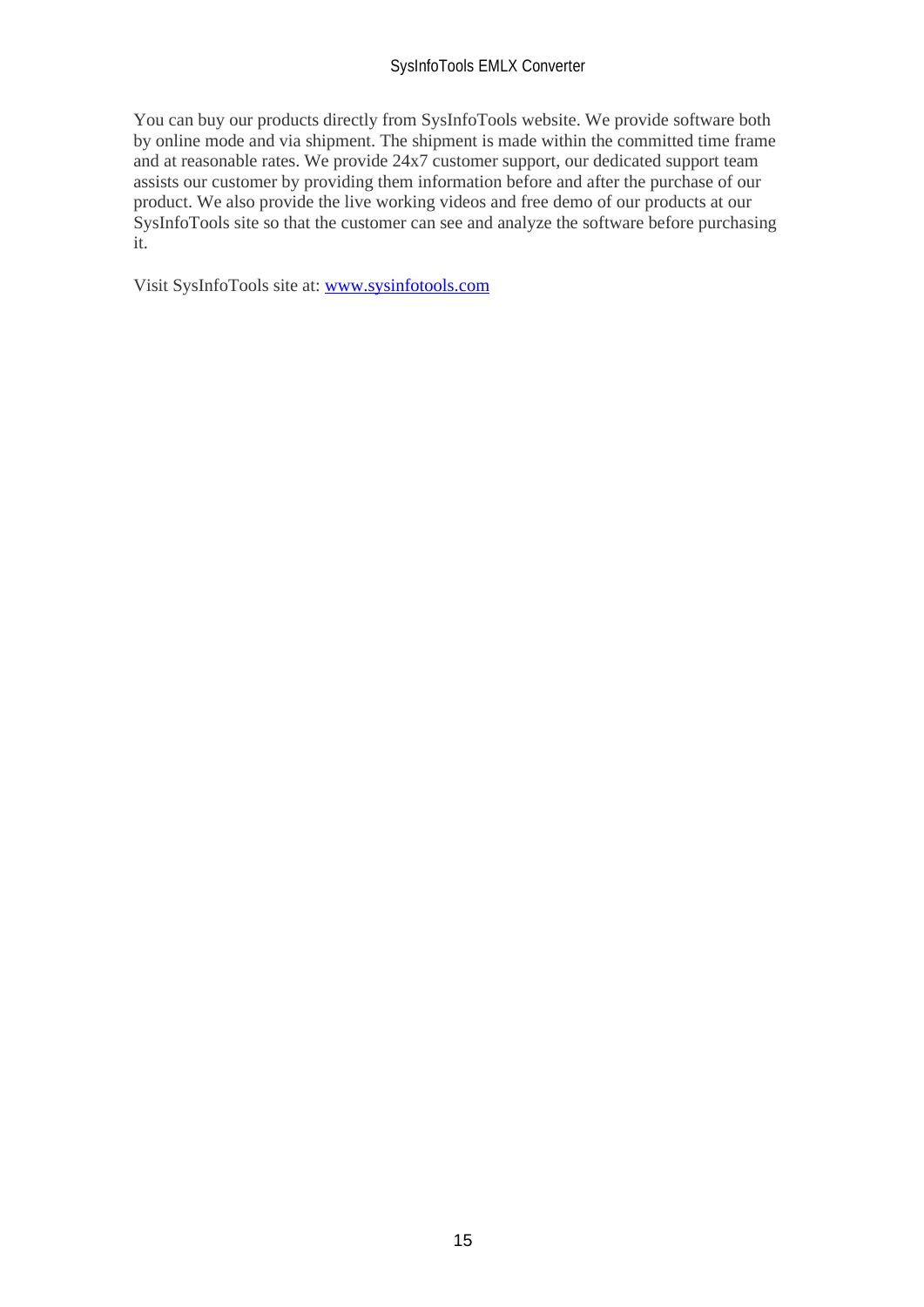You can buy our products directly from SysInfoTools website. We provide software both by online mode and via shipment. The shipment is made within the committed time frame and at reasonable rates. We provide 24x7 customer support, our dedicated support team assists our customer by providing them information before and after the purchase of our product. We also provide the live working videos and free demo of our products at our SysInfoTools site so that the customer can see and analyze the software before purchasing it.

Visit SysInfoTools site at: [www.sysinfotools.com](http://www.sysinfotools.com)